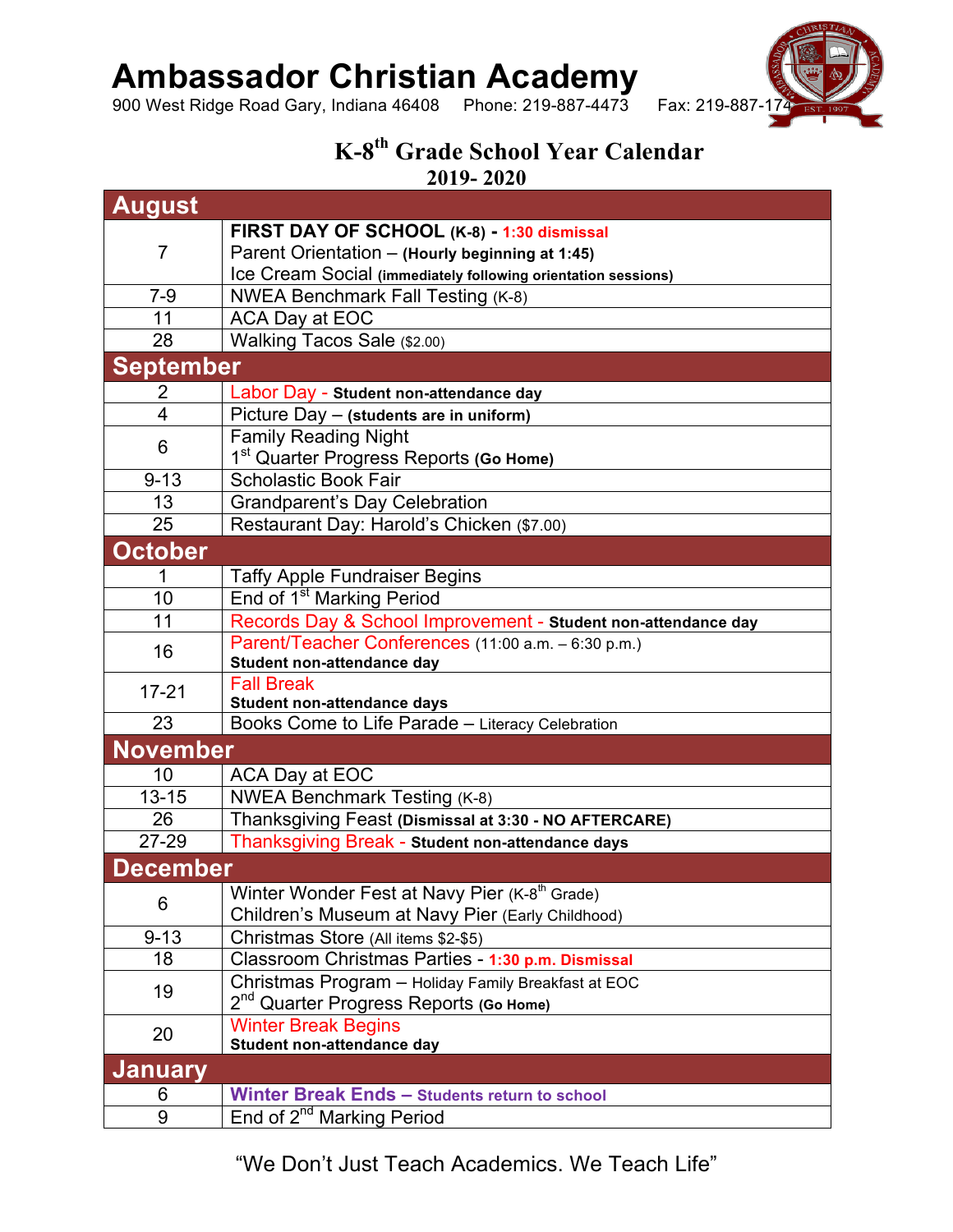# Ambassador Christian Academy

900 West Ridge Road Gary, Indiana 46408 Phone: 219-887-4473 Fax: 219-887-174

## K-8th Grade School Year Calendar
## 2019- 2020

| Date | Event |
|---|---|
| **August** | |
| 7 | **FIRST DAY OF SCHOOL** **(K-8)** - **1:30 dismissal**<br>Parent Orientation – **(Hourly beginning at 1:45)**<br>Ice Cream Social **(immediately following orientation sessions)** |
| 7-9 | NWEA Benchmark Fall Testing (K-8) |
| 11 | ACA Day at EOC |
| 28 | Walking Tacos Sale ($2.00) |
| **September** | |
| 2 | Labor Day - **Student non-attendance day** |
| 4 | Picture Day – **(students are in uniform)** |
| 6 | Family Reading Night<br>1st Quarter Progress Reports **(Go Home)** |
| 9-13 | Scholastic Book Fair |
| 13 | Grandparent's Day Celebration |
| 25 | Restaurant Day: Harold's Chicken ($7.00) |
| **October** | |
| 1 | Taffy Apple Fundraiser Begins |
| 10 | End of 1st Marking Period |
| 11 | Records Day & School Improvement - **Student non-attendance day** |
| 16 | Parent/Teacher Conferences (11:00 a.m. – 6:30 p.m.)<br>**Student non-attendance day** |
| 17-21 | Fall Break<br>**Student non-attendance days** |
| 23 | Books Come to Life Parade – Literacy Celebration |
| **November** | |
| 10 | ACA Day at EOC |
| 13-15 | NWEA Benchmark Testing (K-8) |
| 26 | Thanksgiving Feast **(Dismissal at 3:30 - NO AFTERCARE)** |
| 27-29 | Thanksgiving Break - **Student non-attendance days** |
| **December** | |
| 6 | Winter Wonder Fest at Navy Pier (K-8th Grade)<br>Children's Museum at Navy Pier (Early Childhood) |
| 9-13 | Christmas Store (All items $2-$5) |
| 18 | Classroom Christmas Parties - **1:30 p.m. Dismissal** |
| 19 | Christmas Program – Holiday Family Breakfast at EOC<br>2nd Quarter Progress Reports **(Go Home)** |
| 20 | Winter Break Begins<br>**Student non-attendance day** |
| **January** | |
| 6 | **Winter Break Ends – Students return to school** |
| 9 | End of 2nd Marking Period |

"We Don't Just Teach Academics. We Teach Life"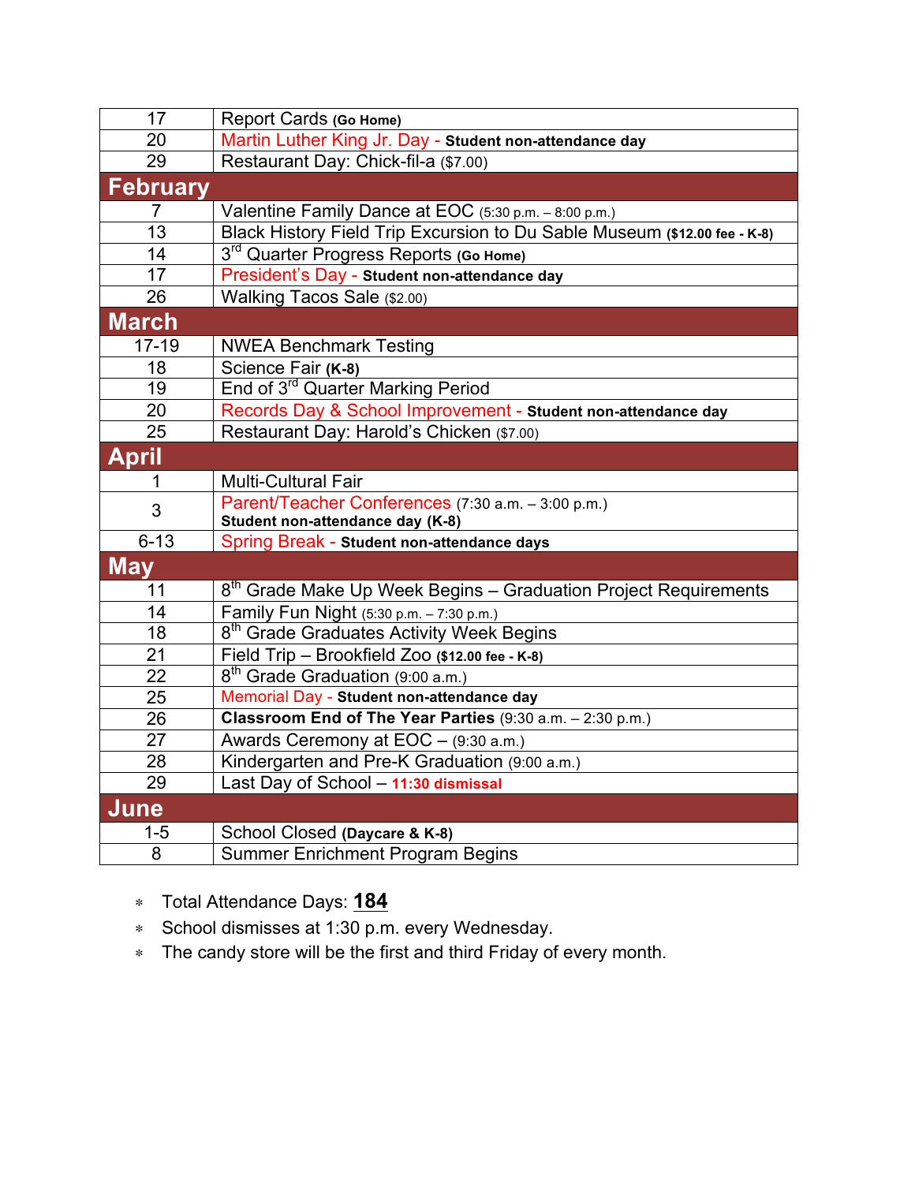| | |
|---|---|
| 17 | Report Cards **(Go Home)** |
| 20 | Martin Luther King Jr. Day - **Student non-attendance day** |
| 29 | Restaurant Day: Chick-fil-a ($7.00) |
| **February** | |
| 7 | Valentine Family Dance at EOC (5:30 p.m. – 8:00 p.m.) |
| 13 | Black History Field Trip Excursion to Du Sable Museum **($12.00 fee - K-8)** |
| 14 | 3rd Quarter Progress Reports **(Go Home)** |
| 17 | President's Day - **Student non-attendance day** |
| 26 | Walking Tacos Sale ($2.00) |
| **March** | |
| 17-19 | NWEA Benchmark Testing |
| 18 | Science Fair **(K-8)** |
| 19 | End of 3rd Quarter Marking Period |
| 20 | Records Day & School Improvement - **Student non-attendance day** |
| 25 | Restaurant Day: Harold's Chicken ($7.00) |
| **April** | |
| 1 | Multi-Cultural Fair |
| 3 | Parent/Teacher Conferences (7:30 a.m. – 3:00 p.m.) **Student non-attendance day (K-8)** |
| 6-13 | Spring Break - **Student non-attendance days** |
| **May** | |
| 11 | 8th Grade Make Up Week Begins – Graduation Project Requirements |
| 14 | Family Fun Night (5:30 p.m. – 7:30 p.m.) |
| 18 | 8th Grade Graduates Activity Week Begins |
| 21 | Field Trip – Brookfield Zoo **($12.00 fee - K-8)** |
| 22 | 8th Grade Graduation (9:00 a.m.) |
| 25 | Memorial Day - **Student non-attendance day** |
| 26 | **Classroom End of The Year Parties** (9:30 a.m. – 2:30 p.m.) |
| 27 | Awards Ceremony at EOC – (9:30 a.m.) |
| 28 | Kindergarten and Pre-K Graduation (9:00 a.m.) |
| 29 | Last Day of School – **11:30 dismissal** |
| **June** | |
| 1-5 | School Closed **(Daycare & K-8)** |
| 8 | Summer Enrichment Program Begins |

- Total Attendance Days: **184**
- School dismisses at 1:30 p.m. every Wednesday.
- The candy store will be the first and third Friday of every month.